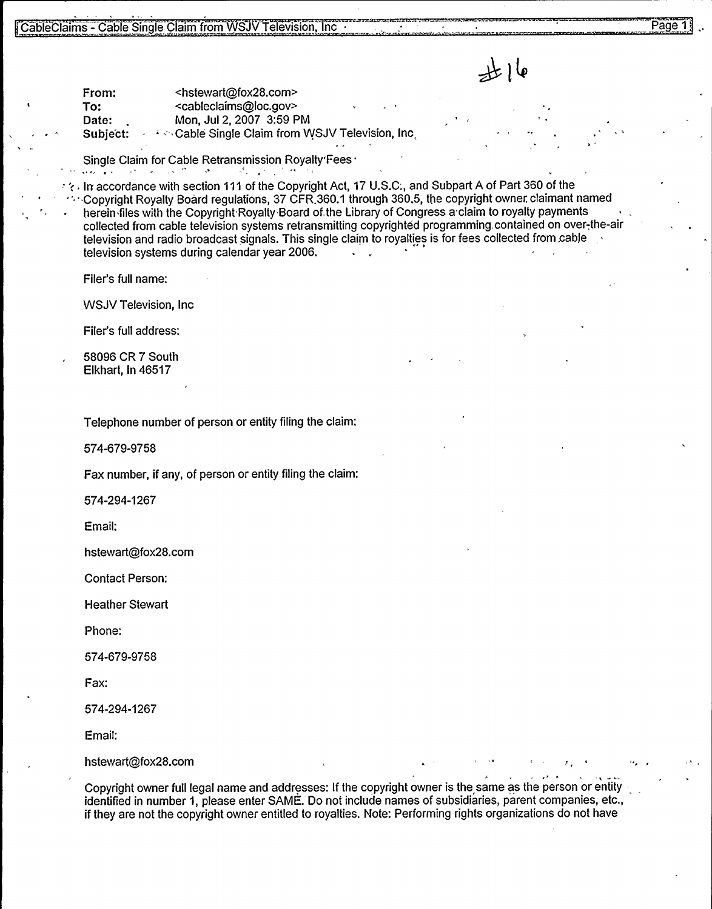#16

From: <hstewart@fox28.com>
To: <cableclaims@loc.gov>
Date: Mon, Jul 2, 2007 3:59 PM
Subject: Cable Single Claim from WSJV Television, Inc

Single Claim for Cable Retransmission Royalty Fees

In accordance with section 111 of the Copyright Act, 17 U.S.C., and Subpart A of Part 360 of the Copyright Royalty Board regulations, 37 CFR 360.1 through 360.5, the copyright owner claimant named herein files with the Copyright Royalty Board of the Library of Congress a claim to royalty payments collected from cable television systems retransmitting copyrighted programming contained on over-the-air television and radio broadcast signals. This single claim to royalties is for fees collected from cable television systems during calendar year 2006.

Filer's full name:

WSJV Television, Inc

Filer's full address:

58096 CR 7 South
Elkhart, In 46517

Telephone number of person or entity filing the claim:

574-679-9758

Fax number, if any, of person or entity filing the claim:

574-294-1267

Email:

hstewart@fox28.com

Contact Person:

Heather Stewart

Phone:

574-679-9758

Fax:

574-294-1267

Email:

hstewart@fox28.com

Copyright owner full legal name and addresses: If the copyright owner is the same as the person or entity identified in number 1, please enter SAME. Do not include names of subsidiaries, parent companies, etc., if they are not the copyright owner entitled to royalties. Note: Performing rights organizations do not have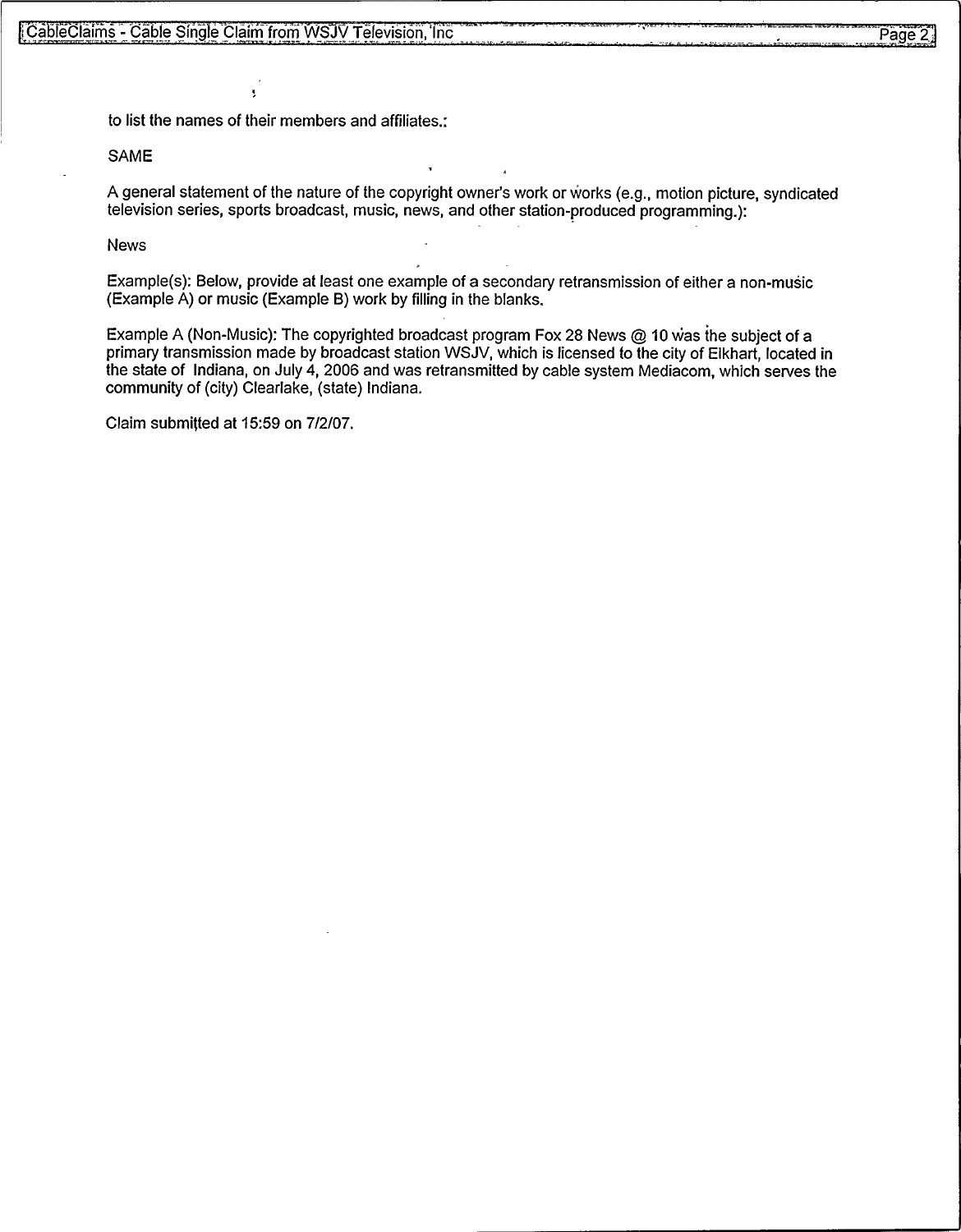to list the names of their members and affiliates.:

SAME

A general statement of the nature of the copyright owner's work or works (e.g., motion picture, syndicated television series, sports broadcast, music, news, and other station-produced programming.):

News

Example(s): Below, provide at least one example of a secondary retransmission of either a non-music (Example A) or music (Example B) work by filling in the blanks.

Example A (Non-Music): The copyrighted broadcast program Fox 28 News @ 10 was the subject of a primary transmission made by broadcast station WSJV, which is licensed to the city of Elkhart, located in the state of Indiana, on July 4, 2006 and was retransmitted by cable system Mediacom, which serves the community of (city) Clearlake, (state) Indiana.

Claim submitted at 15:59 on 7/2/07.